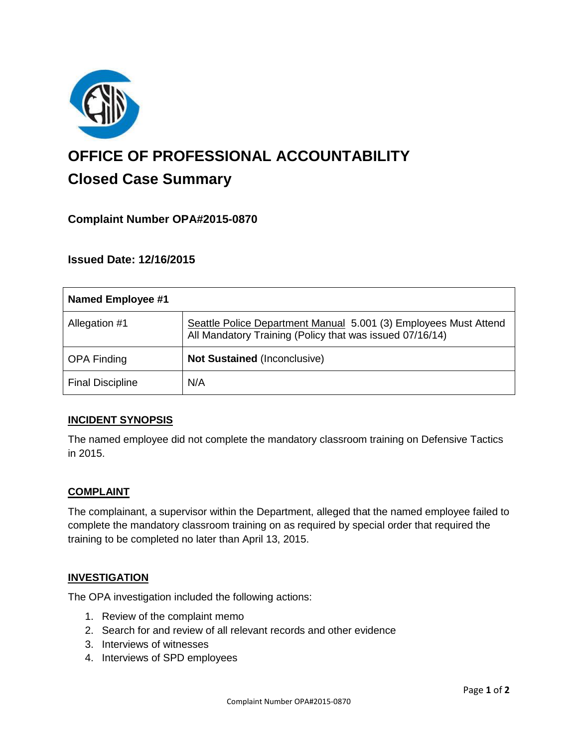# OFFICE OF PROFESSIONAL ACCOUNTABILITY

## Closed Case Summary

### Complaint Number OPA#2015-0870

### Issued Date: 12/16/2015

| Named Employee #1 | |
|---|---|
| Allegation #1 | Seattle Police Department Manual 5.001 (3) Employees Must Attend All Mandatory Training (Policy that was issued 07/16/14) |
| OPA Finding | **Not Sustained** (Inconclusive) |
| Final Discipline | N/A |

### INCIDENT SYNOPSIS

The named employee did not complete the mandatory classroom training on Defensive Tactics in 2015.

### COMPLAINT

The complainant, a supervisor within the Department, alleged that the named employee failed to complete the mandatory classroom training on as required by special order that required the training to be completed no later than April 13, 2015.

### INVESTIGATION

The OPA investigation included the following actions:

1. Review of the complaint memo
2. Search for and review of all relevant records and other evidence
3. Interviews of witnesses
4. Interviews of SPD employees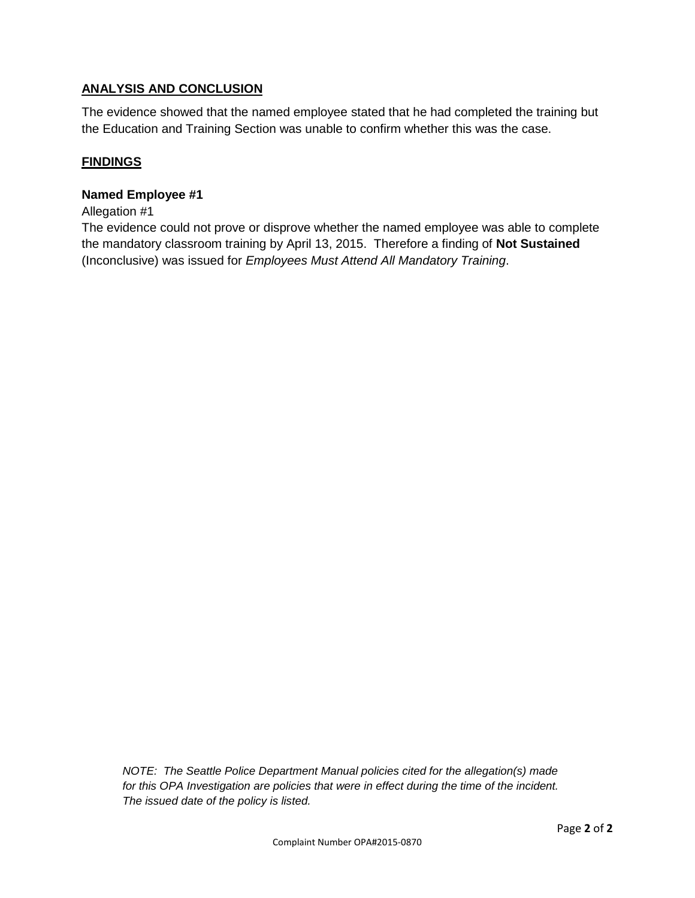## ANALYSIS AND CONCLUSION

The evidence showed that the named employee stated that he had completed the training but the Education and Training Section was unable to confirm whether this was the case.

## FINDINGS

**Named Employee #1**

Allegation #1

The evidence could not prove or disprove whether the named employee was able to complete the mandatory classroom training by April 13, 2015. Therefore a finding of **Not Sustained** (Inconclusive) was issued for *Employees Must Attend All Mandatory Training*.

*NOTE: The Seattle Police Department Manual policies cited for the allegation(s) made for this OPA Investigation are policies that were in effect during the time of the incident. The issued date of the policy is listed.*

Complaint Number OPA#2015-0870